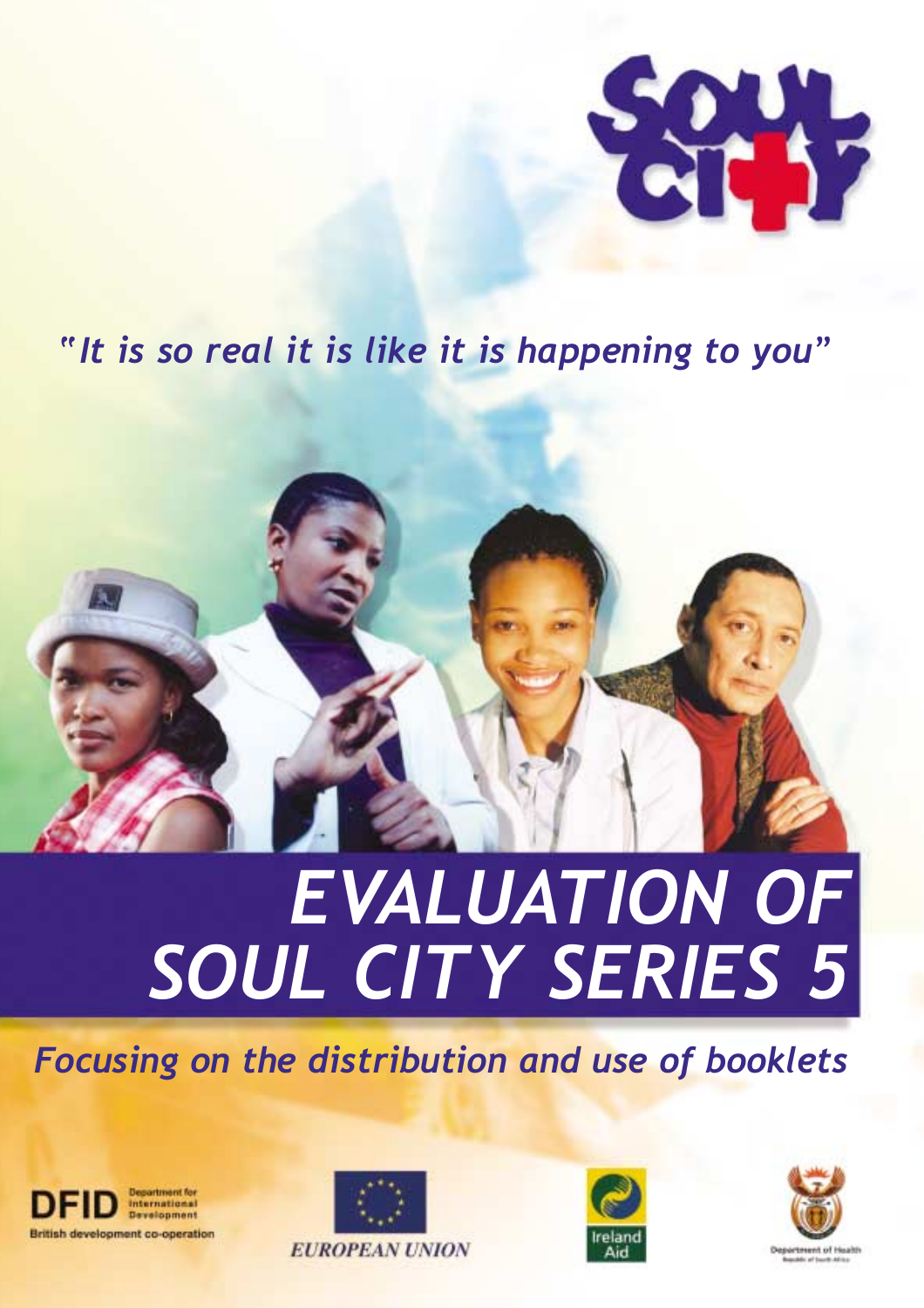SOUL CITY

*"It is so real it is like it is happening to you"*

# *EVALUATION OF SOUL CITY SERIES 5*

## *Focusing on the distribution and use of booklets*

DFID Department for International Development
British development co-operation

EUROPEAN UNION

Ireland Aid

Department of Health
Republic of South Africa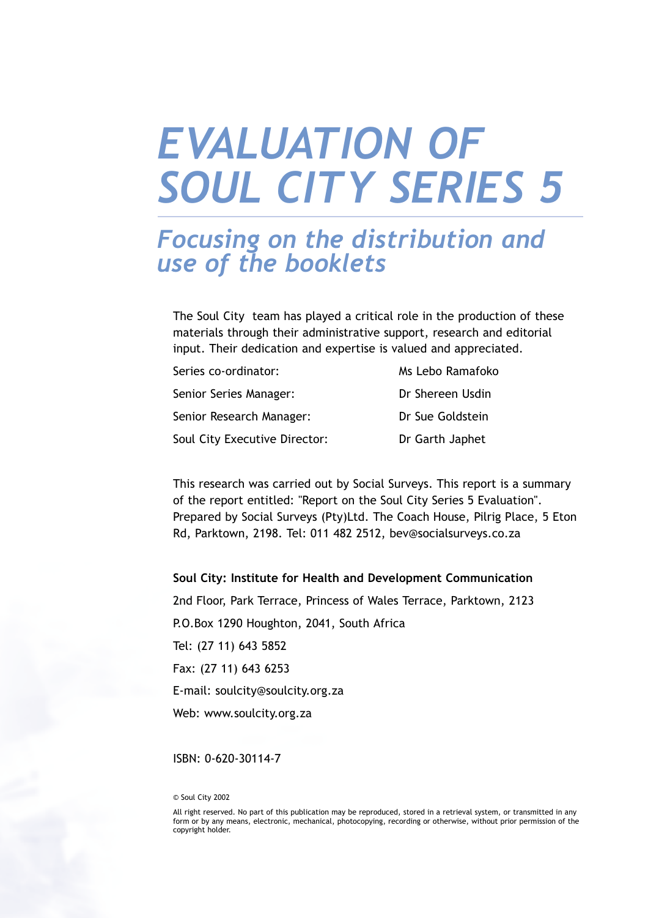# *EVALUATION OF SOUL CITY SERIES 5*

## *Focusing on the distribution and use of the booklets*

The Soul City team has played a critical role in the production of these materials through their administrative support, research and editorial input. Their dedication and expertise is valued and appreciated.

| | |
|---|---|
| Series co-ordinator: | Ms Lebo Ramafoko |
| Senior Series Manager: | Dr Shereen Usdin |
| Senior Research Manager: | Dr Sue Goldstein |
| Soul City Executive Director: | Dr Garth Japhet |

This research was carried out by Social Surveys. This report is a summary of the report entitled: "Report on the Soul City Series 5 Evaluation". Prepared by Social Surveys (Pty)Ltd. The Coach House, Pilrig Place, 5 Eton Rd, Parktown, 2198. Tel: 011 482 2512, bev@socialsurveys.co.za

**Soul City: Institute for Health and Development Communication**

2nd Floor, Park Terrace, Princess of Wales Terrace, Parktown, 2123

P.O.Box 1290 Houghton, 2041, South Africa

Tel: (27 11) 643 5852

Fax: (27 11) 643 6253

E-mail: soulcity@soulcity.org.za

Web: www.soulcity.org.za

ISBN: 0-620-30114-7

© Soul City 2002

All right reserved. No part of this publication may be reproduced, stored in a retrieval system, or transmitted in any form or by any means, electronic, mechanical, photocopying, recording or otherwise, without prior permission of the copyright holder.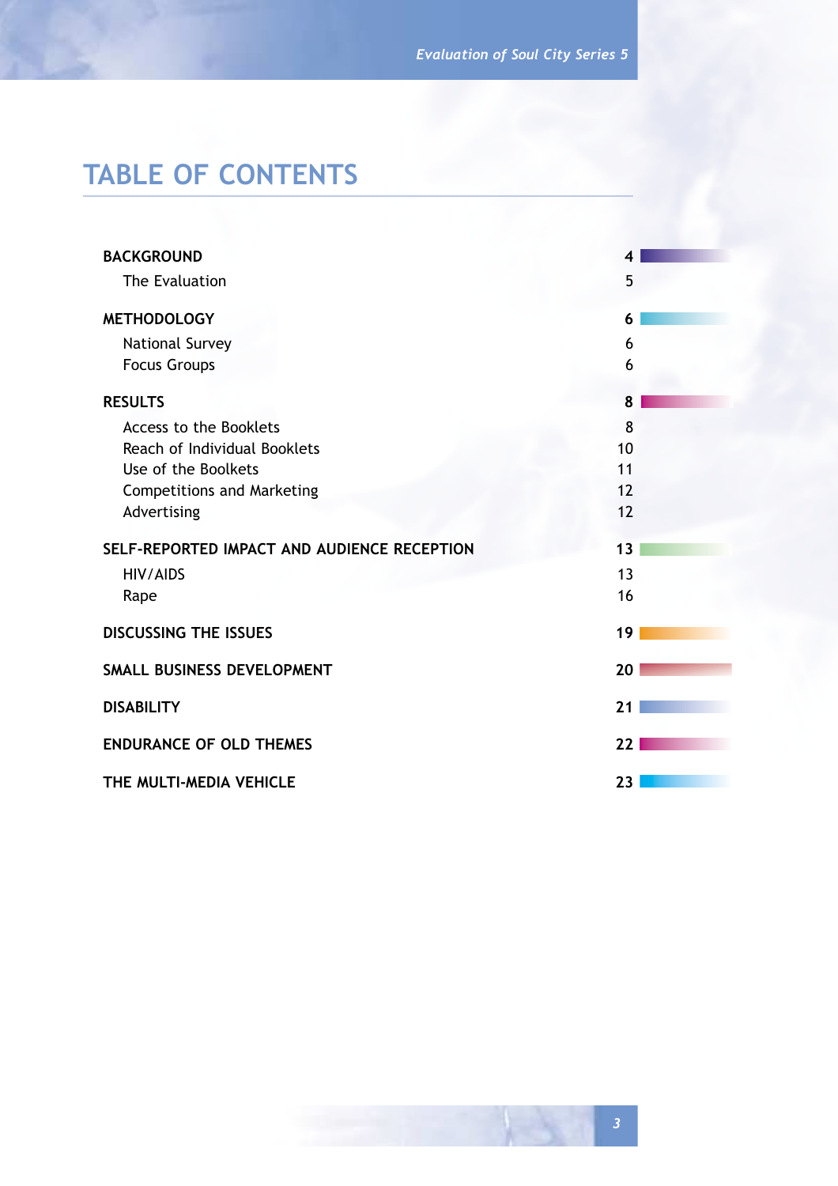# TABLE OF CONTENTS

| | |
|---|---|
| **BACKGROUND** | **4** |
| The Evaluation | 5 |
| **METHODOLOGY** | **6** |
| National Survey | 6 |
| Focus Groups | 6 |
| **RESULTS** | **8** |
| Access to the Booklets | 8 |
| Reach of Individual Booklets | 10 |
| Use of the Boolkets | 11 |
| Competitions and Marketing | 12 |
| Advertising | 12 |
| **SELF-REPORTED IMPACT AND AUDIENCE RECEPTION** | **13** |
| HIV/AIDS | 13 |
| Rape | 16 |
| **DISCUSSING THE ISSUES** | **19** |
| **SMALL BUSINESS DEVELOPMENT** | **20** |
| **DISABILITY** | **21** |
| **ENDURANCE OF OLD THEMES** | **22** |
| **THE MULTI-MEDIA VEHICLE** | **23** |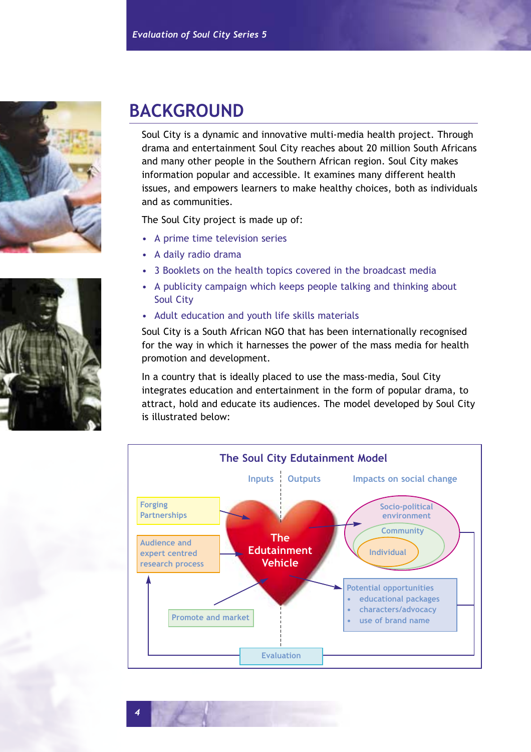# BACKGROUND

Soul City is a dynamic and innovative multi-media health project. Through drama and entertainment Soul City reaches about 20 million South Africans and many other people in the Southern African region. Soul City makes information popular and accessible. It examines many different health issues, and empowers learners to make healthy choices, both as individuals and as communities.

The Soul City project is made up of:

- A prime time television series
- A daily radio drama
- 3 Booklets on the health topics covered in the broadcast media
- A publicity campaign which keeps people talking and thinking about Soul City
- Adult education and youth life skills materials

Soul City is a South African NGO that has been internationally recognised for the way in which it harnesses the power of the mass media for health promotion and development.

In a country that is ideally placed to use the mass-media, Soul City integrates education and entertainment in the form of popular drama, to attract, hold and educate its audiences. The model developed by Soul City is illustrated below:

**The Soul City Edutainment Model**

Inputs | Outputs | Impacts on social change

- Forging Partnerships
- Audience and expert centred research process
- The Edutainment Vehicle
- Promote and market
- Socio-political environment
  - Community
    - Individual
- Potential opportunities
  - educational packages
  - characters/advocacy
  - use of brand name
- Evaluation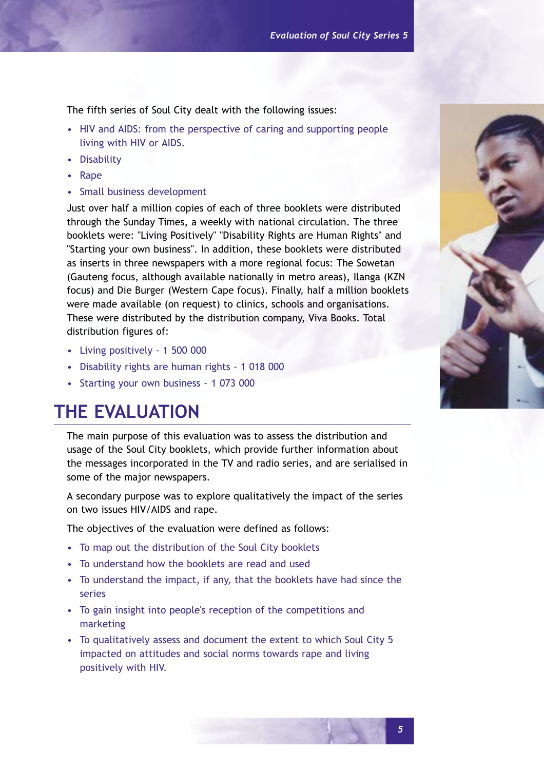The fifth series of Soul City dealt with the following issues:

- HIV and AIDS: from the perspective of caring and supporting people living with HIV or AIDS.
- Disability
- Rape
- Small business development

Just over half a million copies of each of three booklets were distributed through the Sunday Times, a weekly with national circulation. The three booklets were: "Living Positively" "Disability Rights are Human Rights" and "Starting your own business". In addition, these booklets were distributed as inserts in three newspapers with a more regional focus: The Sowetan (Gauteng focus, although available nationally in metro areas), Ilanga (KZN focus) and Die Burger (Western Cape focus). Finally, half a million booklets were made available (on request) to clinics, schools and organisations. These were distributed by the distribution company, Viva Books. Total distribution figures of:

- Living positively - 1 500 000
- Disability rights are human rights - 1 018 000
- Starting your own business - 1 073 000

## THE EVALUATION

The main purpose of this evaluation was to assess the distribution and usage of the Soul City booklets, which provide further information about the messages incorporated in the TV and radio series, and are serialised in some of the major newspapers.

A secondary purpose was to explore qualitatively the impact of the series on two issues HIV/AIDS and rape.

The objectives of the evaluation were defined as follows:

- To map out the distribution of the Soul City booklets
- To understand how the booklets are read and used
- To understand the impact, if any, that the booklets have had since the series
- To gain insight into people's reception of the competitions and marketing
- To qualitatively assess and document the extent to which Soul City 5 impacted on attitudes and social norms towards rape and living positively with HIV.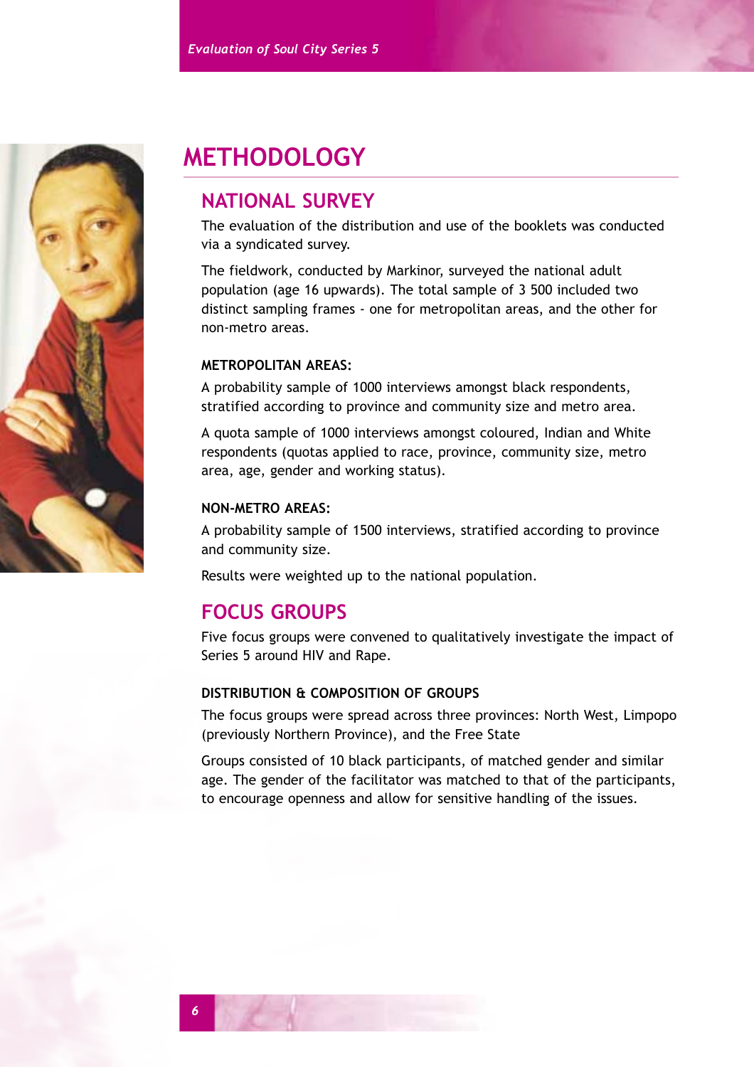# METHODOLOGY

## NATIONAL SURVEY

The evaluation of the distribution and use of the booklets was conducted via a syndicated survey.

The fieldwork, conducted by Markinor, surveyed the national adult population (age 16 upwards). The total sample of 3 500 included two distinct sampling frames - one for metropolitan areas, and the other for non-metro areas.

### METROPOLITAN AREAS:

A probability sample of 1000 interviews amongst black respondents, stratified according to province and community size and metro area.

A quota sample of 1000 interviews amongst coloured, Indian and White respondents (quotas applied to race, province, community size, metro area, age, gender and working status).

### NON-METRO AREAS:

A probability sample of 1500 interviews, stratified according to province and community size.

Results were weighted up to the national population.

## FOCUS GROUPS

Five focus groups were convened to qualitatively investigate the impact of Series 5 around HIV and Rape.

### DISTRIBUTION & COMPOSITION OF GROUPS

The focus groups were spread across three provinces: North West, Limpopo (previously Northern Province), and the Free State

Groups consisted of 10 black participants, of matched gender and similar age. The gender of the facilitator was matched to that of the participants, to encourage openness and allow for sensitive handling of the issues.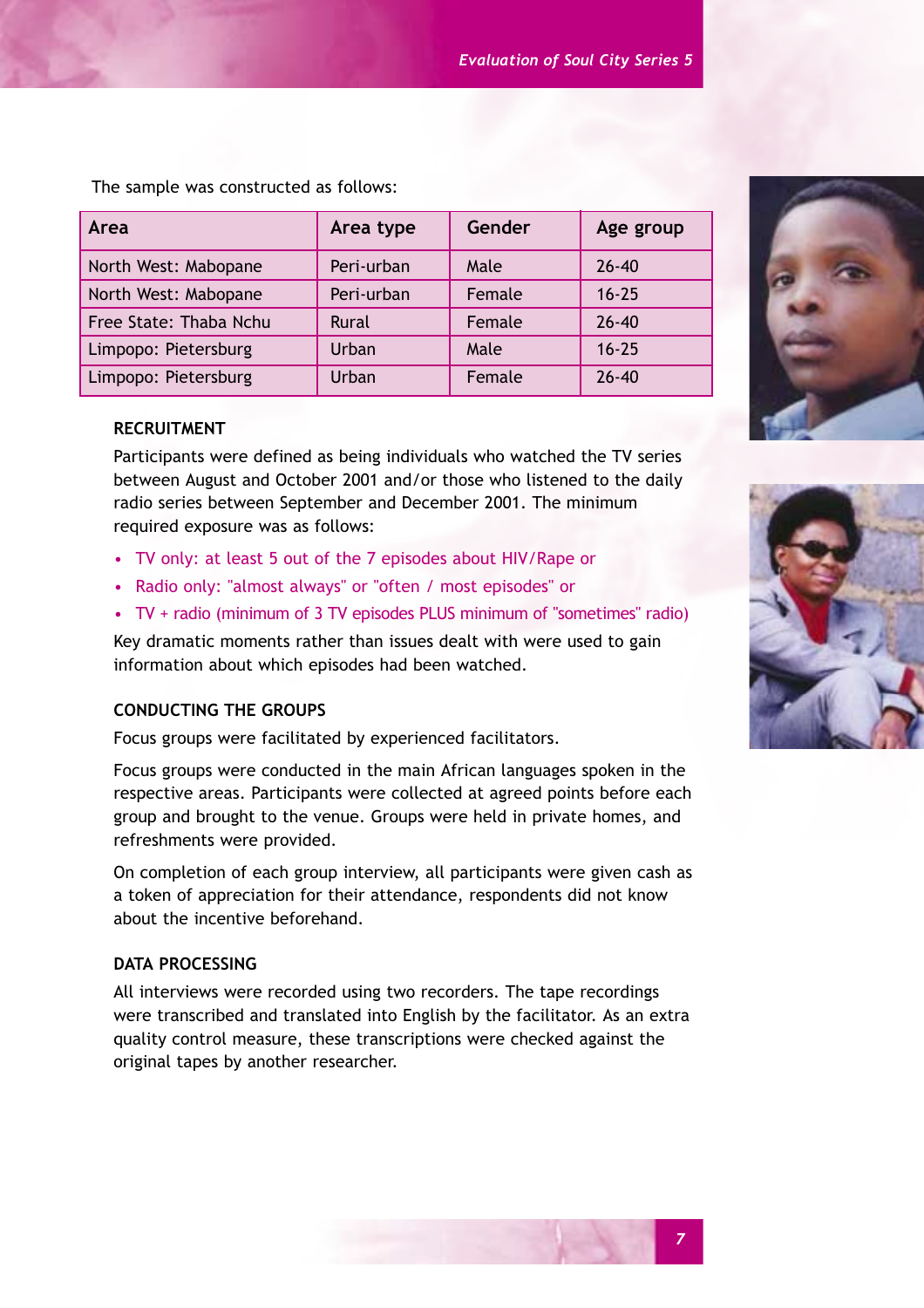The sample was constructed as follows:

| Area | Area type | Gender | Age group |
|---|---|---|---|
| North West: Mabopane | Peri-urban | Male | 26-40 |
| North West: Mabopane | Peri-urban | Female | 16-25 |
| Free State: Thaba Nchu | Rural | Female | 26-40 |
| Limpopo: Pietersburg | Urban | Male | 16-25 |
| Limpopo: Pietersburg | Urban | Female | 26-40 |

### RECRUITMENT

Participants were defined as being individuals who watched the TV series between August and October 2001 and/or those who listened to the daily radio series between September and December 2001. The minimum required exposure was as follows:

- TV only: at least 5 out of the 7 episodes about HIV/Rape or
- Radio only: "almost always" or "often / most episodes" or
- TV + radio (minimum of 3 TV episodes PLUS minimum of "sometimes" radio)

Key dramatic moments rather than issues dealt with were used to gain information about which episodes had been watched.

### CONDUCTING THE GROUPS

Focus groups were facilitated by experienced facilitators.

Focus groups were conducted in the main African languages spoken in the respective areas. Participants were collected at agreed points before each group and brought to the venue. Groups were held in private homes, and refreshments were provided.

On completion of each group interview, all participants were given cash as a token of appreciation for their attendance, respondents did not know about the incentive beforehand.

### DATA PROCESSING

All interviews were recorded using two recorders. The tape recordings were transcribed and translated into English by the facilitator. As an extra quality control measure, these transcriptions were checked against the original tapes by another researcher.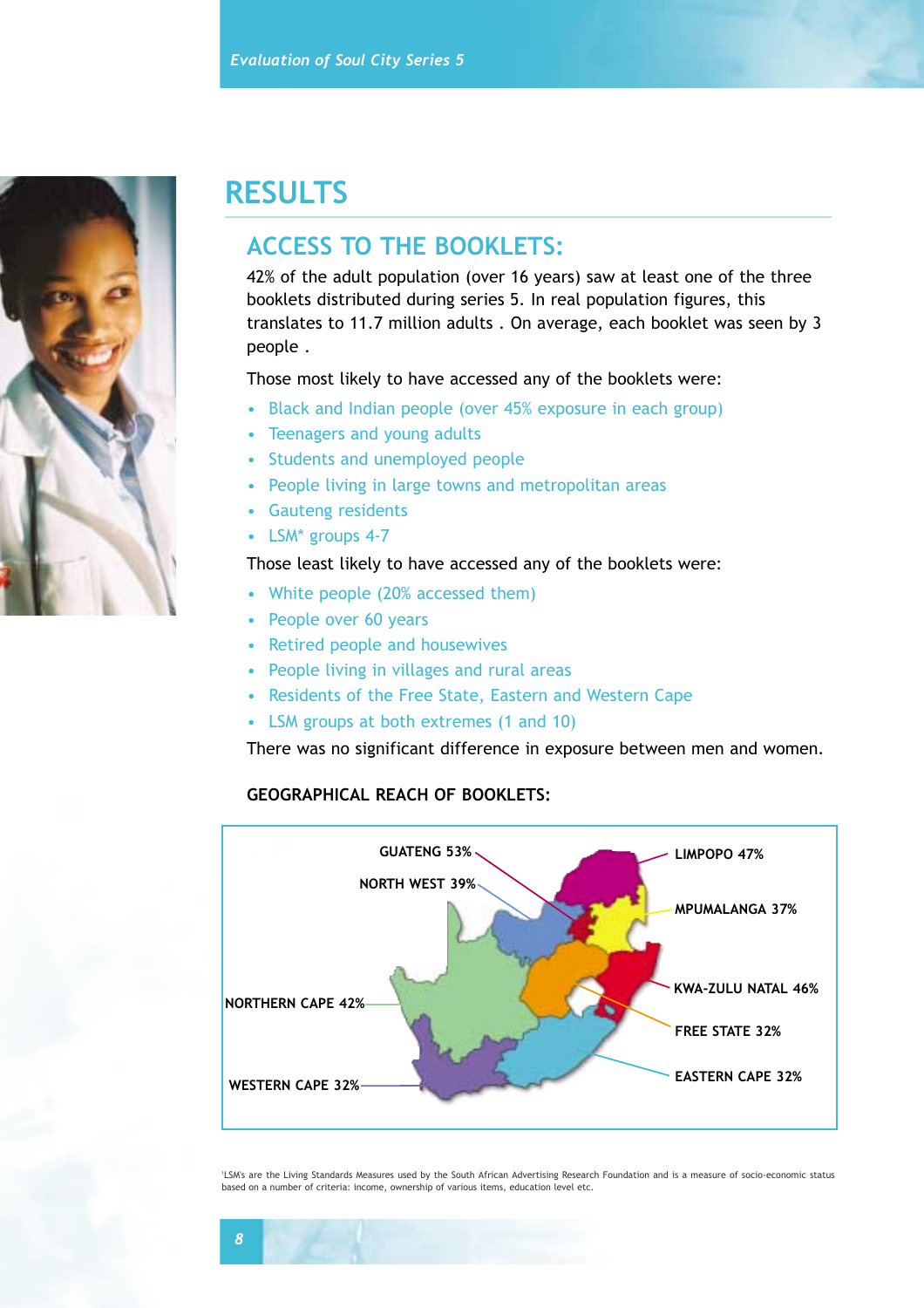# RESULTS

## ACCESS TO THE BOOKLETS:

42% of the adult population (over 16 years) saw at least one of the three booklets distributed during series 5. In real population figures, this translates to 11.7 million adults . On average, each booklet was seen by 3 people .

Those most likely to have accessed any of the booklets were:

- Black and Indian people (over 45% exposure in each group)
- Teenagers and young adults
- Students and unemployed people
- People living in large towns and metropolitan areas
- Gauteng residents
- LSM* groups 4-7

Those least likely to have accessed any of the booklets were:

- White people (20% accessed them)
- People over 60 years
- Retired people and housewives
- People living in villages and rural areas
- Residents of the Free State, Eastern and Western Cape
- LSM groups at both extremes (1 and 10)

There was no significant difference in exposure between men and women.

### GEOGRAPHICAL REACH OF BOOKLETS:

GUATENG 53%
NORTH WEST 39%
LIMPOPO 47%
MPUMALANGA 37%
KWA-ZULU NATAL 46%
NORTHERN CAPE 42%
FREE STATE 32%
EASTERN CAPE 32%
WESTERN CAPE 32%

*LSM's are the Living Standards Measures used by the South African Advertising Research Foundation and is a measure of socio-economic status based on a number of criteria: income, ownership of various items, education level etc.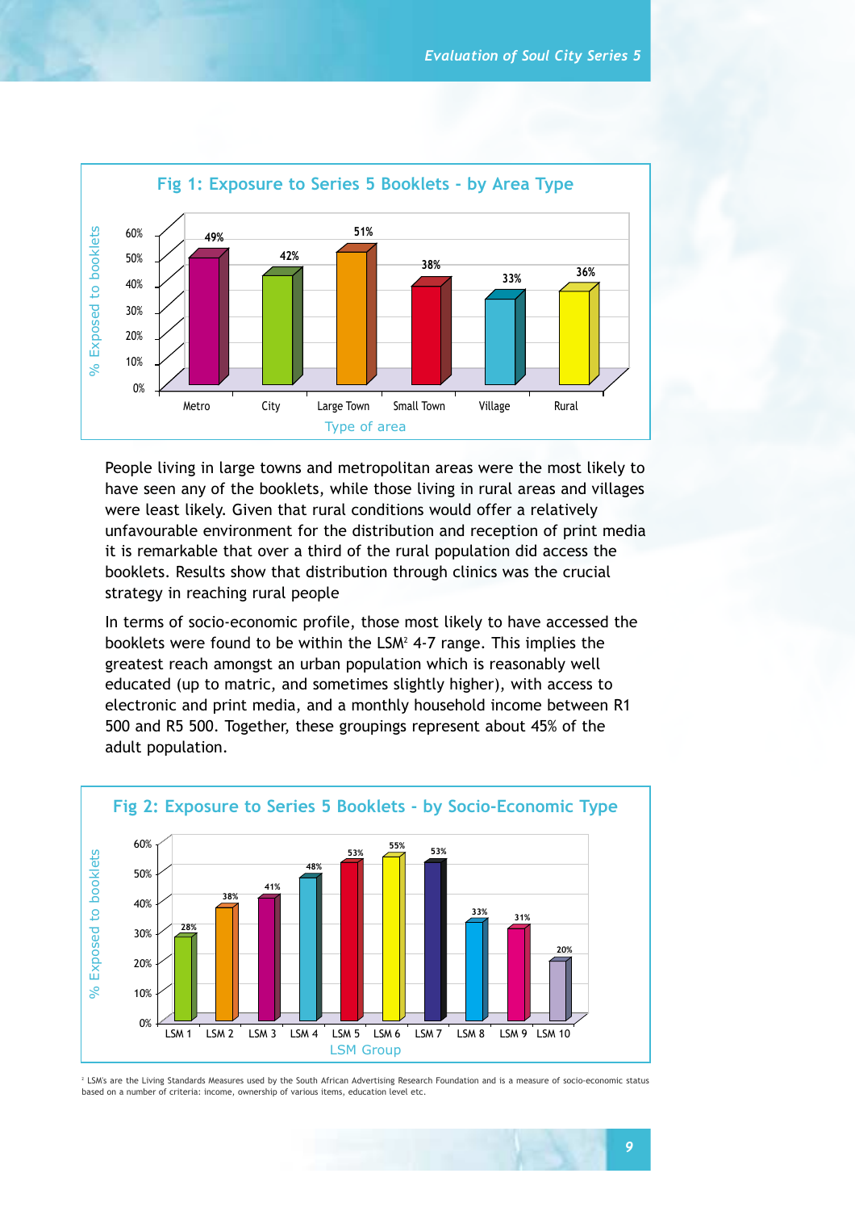**Fig 1: Exposure to Series 5 Booklets - by Area Type**

| Type of area | % Exposed to booklets |
|---|---|
| Metro | 49% |
| City | 42% |
| Large Town | 51% |
| Small Town | 38% |
| Village | 33% |
| Rural | 36% |

People living in large towns and metropolitan areas were the most likely to have seen any of the booklets, while those living in rural areas and villages were least likely. Given that rural conditions would offer a relatively unfavourable environment for the distribution and reception of print media it is remarkable that over a third of the rural population did access the booklets. Results show that distribution through clinics was the crucial strategy in reaching rural people

In terms of socio-economic profile, those most likely to have accessed the booklets were found to be within the LSM[2] 4-7 range. This implies the greatest reach amongst an urban population which is reasonably well educated (up to matric, and sometimes slightly higher), with access to electronic and print media, and a monthly household income between R1 500 and R5 500. Together, these groupings represent about 45% of the adult population.

**Fig 2: Exposure to Series 5 Booklets - by Socio-Economic Type**

| LSM Group | % Exposed to booklets |
|---|---|
| LSM 1 | 28% |
| LSM 2 | 38% |
| LSM 3 | 41% |
| LSM 4 | 48% |
| LSM 5 | 53% |
| LSM 6 | 55% |
| LSM 7 | 53% |
| LSM 8 | 33% |
| LSM 9 | 31% |
| LSM 10 | 20% |

[2] LSM's are the Living Standards Measures used by the South African Advertising Research Foundation and is a measure of socio-economic status based on a number of criteria: income, ownership of various items, education level etc.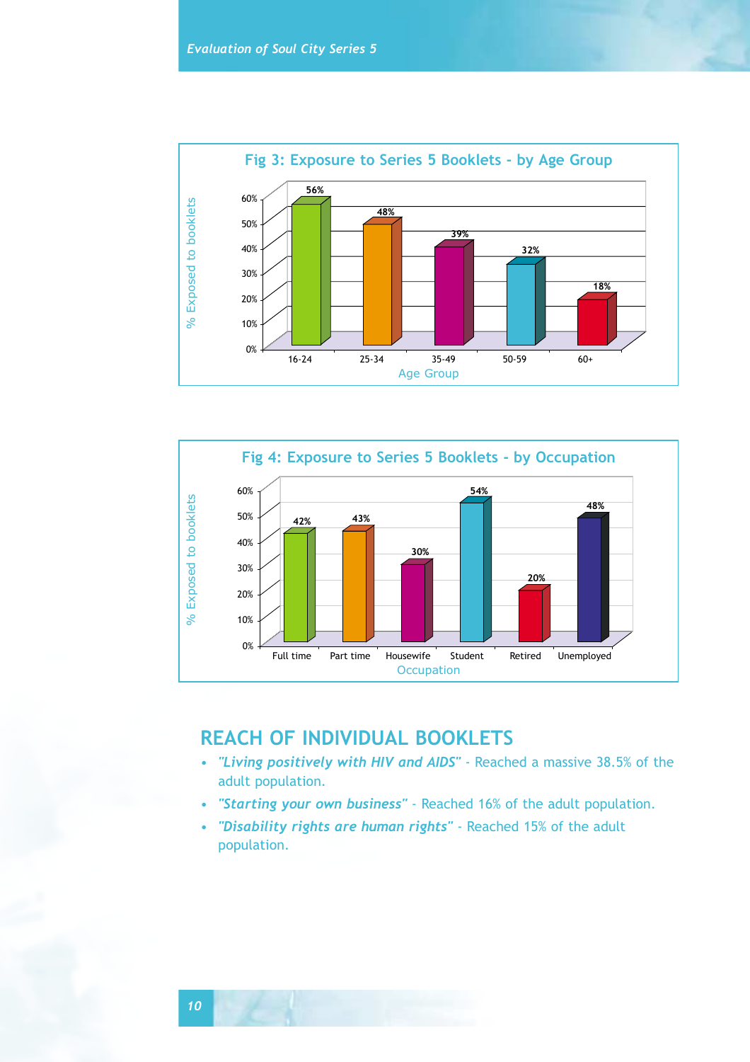**Fig 3: Exposure to Series 5 Booklets - by Age Group**

| Age Group | % Exposed to booklets |
|---|---|
| 16-24 | 56% |
| 25-34 | 48% |
| 35-49 | 39% |
| 50-59 | 32% |
| 60+ | 18% |

**Fig 4: Exposure to Series 5 Booklets - by Occupation**

| Occupation | % Exposed to booklets |
|---|---|
| Full time | 42% |
| Part time | 43% |
| Housewife | 30% |
| Student | 54% |
| Retired | 20% |
| Unemployed | 48% |

## REACH OF INDIVIDUAL BOOKLETS

- *"Living positively with HIV and AIDS"* - Reached a massive 38.5% of the adult population.
- *"Starting your own business"* - Reached 16% of the adult population.
- *"Disability rights are human rights"* - Reached 15% of the adult population.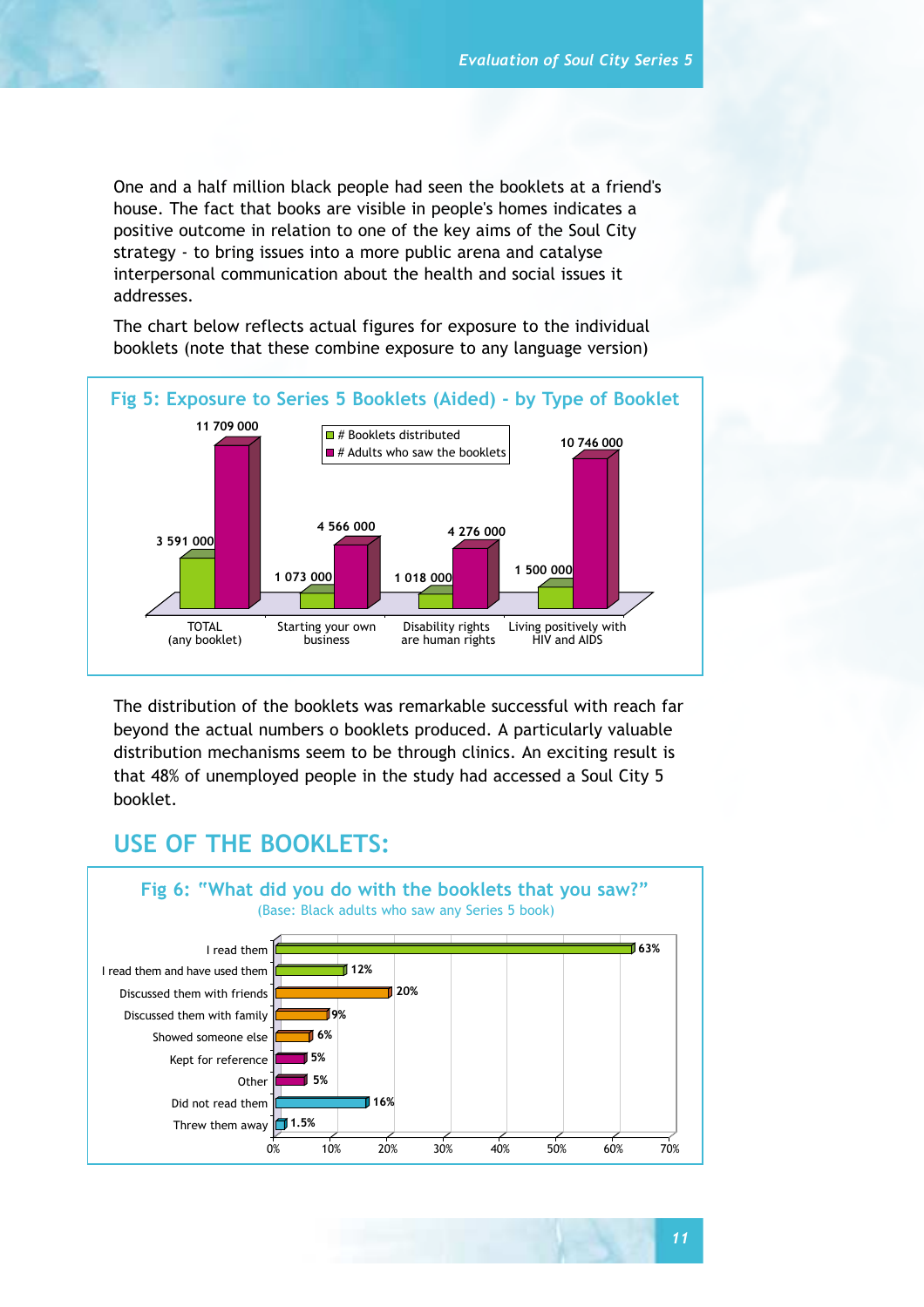One and a half million black people had seen the booklets at a friend's house. The fact that books are visible in people's homes indicates a positive outcome in relation to one of the key aims of the Soul City strategy - to bring issues into a more public arena and catalyse interpersonal communication about the health and social issues it addresses.

The chart below reflects actual figures for exposure to the individual booklets (note that these combine exposure to any language version)

**Fig 5: Exposure to Series 5 Booklets (Aided) - by Type of Booklet**

| | # Booklets distributed | # Adults who saw the booklets |
|---|---|---|
| TOTAL (any booklet) | 3 591 000 | 11 709 000 |
| Starting your own business | 1 073 000 | 4 566 000 |
| Disability rights are human rights | 1 018 000 | 4 276 000 |
| Living positively with HIV and AIDS | 1 500 000 | 10 746 000 |

The distribution of the booklets was remarkable successful with reach far beyond the actual numbers o booklets produced. A particularly valuable distribution mechanisms seem to be through clinics. An exciting result is that 48% of unemployed people in the study had accessed a Soul City 5 booklet.

## USE OF THE BOOKLETS:

**Fig 6: "What did you do with the booklets that you saw?"**
(Base: Black adults who saw any Series 5 book)

| Response | % |
|---|---|
| I read them | 63% |
| I read them and have used them | 12% |
| Discussed them with friends | 20% |
| Discussed them with family | 9% |
| Showed someone else | 6% |
| Kept for reference | 5% |
| Other | 5% |
| Did not read them | 16% |
| Threw them away | 1.5% |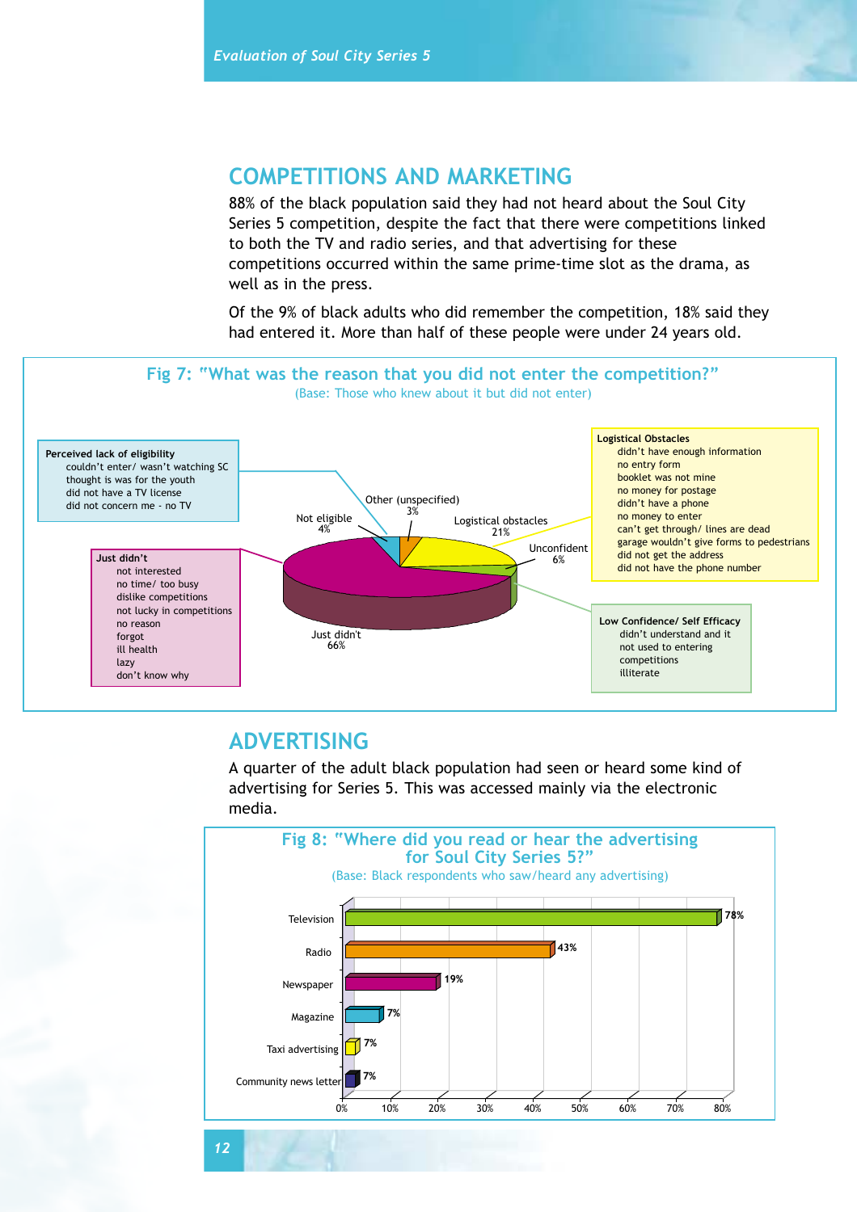## COMPETITIONS AND MARKETING

88% of the black population said they had not heard about the Soul City Series 5 competition, despite the fact that there were competitions linked to both the TV and radio series, and that advertising for these competitions occurred within the same prime-time slot as the drama, as well as in the press.

Of the 9% of black adults who did remember the competition, 18% said they had entered it. More than half of these people were under 24 years old.

**Fig 7: "What was the reason that you did not enter the competition?"**
(Base: Those who knew about it but did not enter)

| Reason | % |
|---|---|
| Just didn't | 66% |
| Logistical obstacles | 21% |
| Unconfident | 6% |
| Not eligible | 4% |
| Other (unspecified) | 3% |

**Perceived lack of eligibility**
- couldn't enter/ wasn't watching SC
- thought is was for the youth
- did not have a TV license
- did not concern me - no TV

**Just didn't**
- not interested
- no time/ too busy
- dislike competitions
- not lucky in competitions
- no reason
- forgot
- ill health
- lazy
- don't know why

**Logistical Obstacles**
- didn't have enough information
- no entry form
- booklet was not mine
- no money for postage
- didn't have a phone
- no money to enter
- can't get through/ lines are dead
- garage wouldn't give forms to pedestrians
- did not get the address
- did not have the phone number

**Low Confidence/ Self Efficacy**
- didn't understand and it
- not used to entering competitions
- illiterate

## ADVERTISING

A quarter of the adult black population had seen or heard some kind of advertising for Series 5. This was accessed mainly via the electronic media.

**Fig 8: "Where did you read or hear the advertising for Soul City Series 5?"**
(Base: Black respondents who saw/heard any advertising)

| Source | % |
|---|---|
| Television | 78% |
| Radio | 43% |
| Newspaper | 19% |
| Magazine | 7% |
| Taxi advertising | 7% |
| Community news letter | 7% |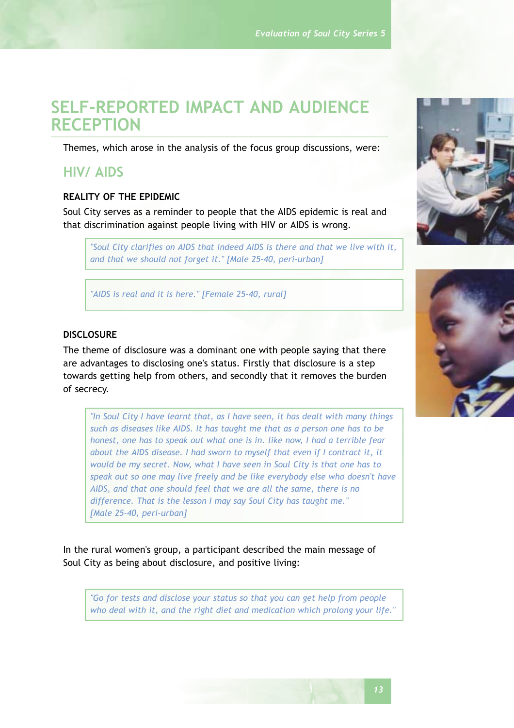# SELF-REPORTED IMPACT AND AUDIENCE RECEPTION

Themes, which arose in the analysis of the focus group discussions, were:

## HIV/ AIDS

### REALITY OF THE EPIDEMIC

Soul City serves as a reminder to people that the AIDS epidemic is real and that discrimination against people living with HIV or AIDS is wrong.

> *"Soul City clarifies on AIDS that indeed AIDS is there and that we live with it, and that we should not forget it." [Male 25-40, peri-urban]*

> *"AIDS is real and it is here." [Female 25-40, rural]*

### DISCLOSURE

The theme of disclosure was a dominant one with people saying that there are advantages to disclosing one's status. Firstly that disclosure is a step towards getting help from others, and secondly that it removes the burden of secrecy.

> *"In Soul City I have learnt that, as I have seen, it has dealt with many things such as diseases like AIDS. It has taught me that as a person one has to be honest, one has to speak out what one is in. like now, I had a terrible fear about the AIDS disease. I had sworn to myself that even if I contract it, it would be my secret. Now, what I have seen in Soul City is that one has to speak out so one may live freely and be like everybody else who doesn't have AIDS, and that one should feel that we are all the same, there is no difference. That is the lesson I may say Soul City has taught me." [Male 25-40, peri-urban]*

In the rural women's group, a participant described the main message of Soul City as being about disclosure, and positive living:

> *"Go for tests and disclose your status so that you can get help from people who deal with it, and the right diet and medication which prolong your life."*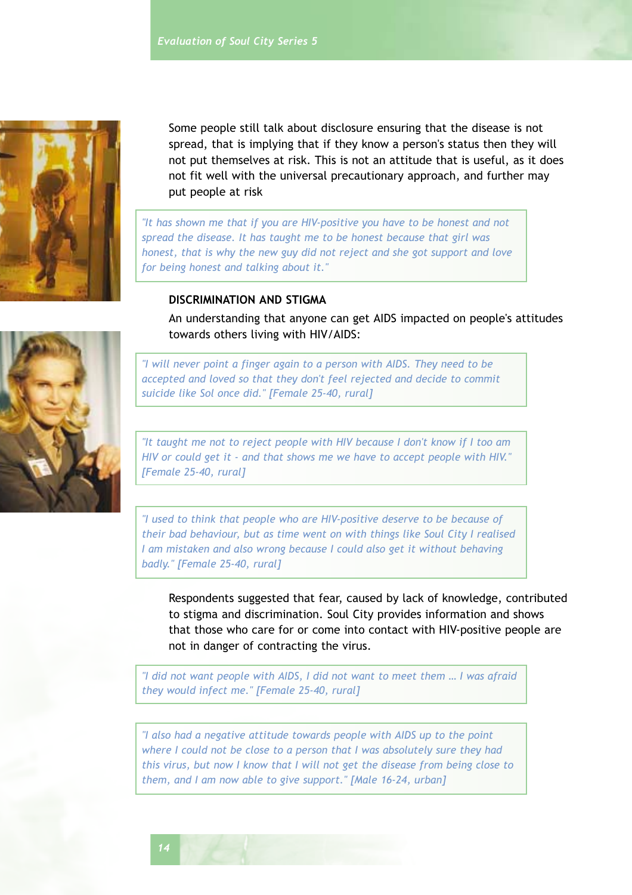Some people still talk about disclosure ensuring that the disease is not spread, that is implying that if they know a person's status then they will not put themselves at risk. This is not an attitude that is useful, as it does not fit well with the universal precautionary approach, and further may put people at risk

> *"It has shown me that if you are HIV-positive you have to be honest and not spread the disease. It has taught me to be honest because that girl was honest, that is why the new guy did not reject and she got support and love for being honest and talking about it."*

### DISCRIMINATION AND STIGMA

An understanding that anyone can get AIDS impacted on people's attitudes towards others living with HIV/AIDS:

> *"I will never point a finger again to a person with AIDS. They need to be accepted and loved so that they don't feel rejected and decide to commit suicide like Sol once did." [Female 25-40, rural]*

> *"It taught me not to reject people with HIV because I don't know if I too am HIV or could get it - and that shows me we have to accept people with HIV." [Female 25-40, rural]*

> *"I used to think that people who are HIV-positive deserve to be because of their bad behaviour, but as time went on with things like Soul City I realised I am mistaken and also wrong because I could also get it without behaving badly." [Female 25-40, rural]*

Respondents suggested that fear, caused by lack of knowledge, contributed to stigma and discrimination. Soul City provides information and shows that those who care for or come into contact with HIV-positive people are not in danger of contracting the virus.

> *"I did not want people with AIDS, I did not want to meet them ... I was afraid they would infect me." [Female 25-40, rural]*

> *"I also had a negative attitude towards people with AIDS up to the point where I could not be close to a person that I was absolutely sure they had this virus, but now I know that I will not get the disease from being close to them, and I am now able to give support." [Male 16-24, urban]*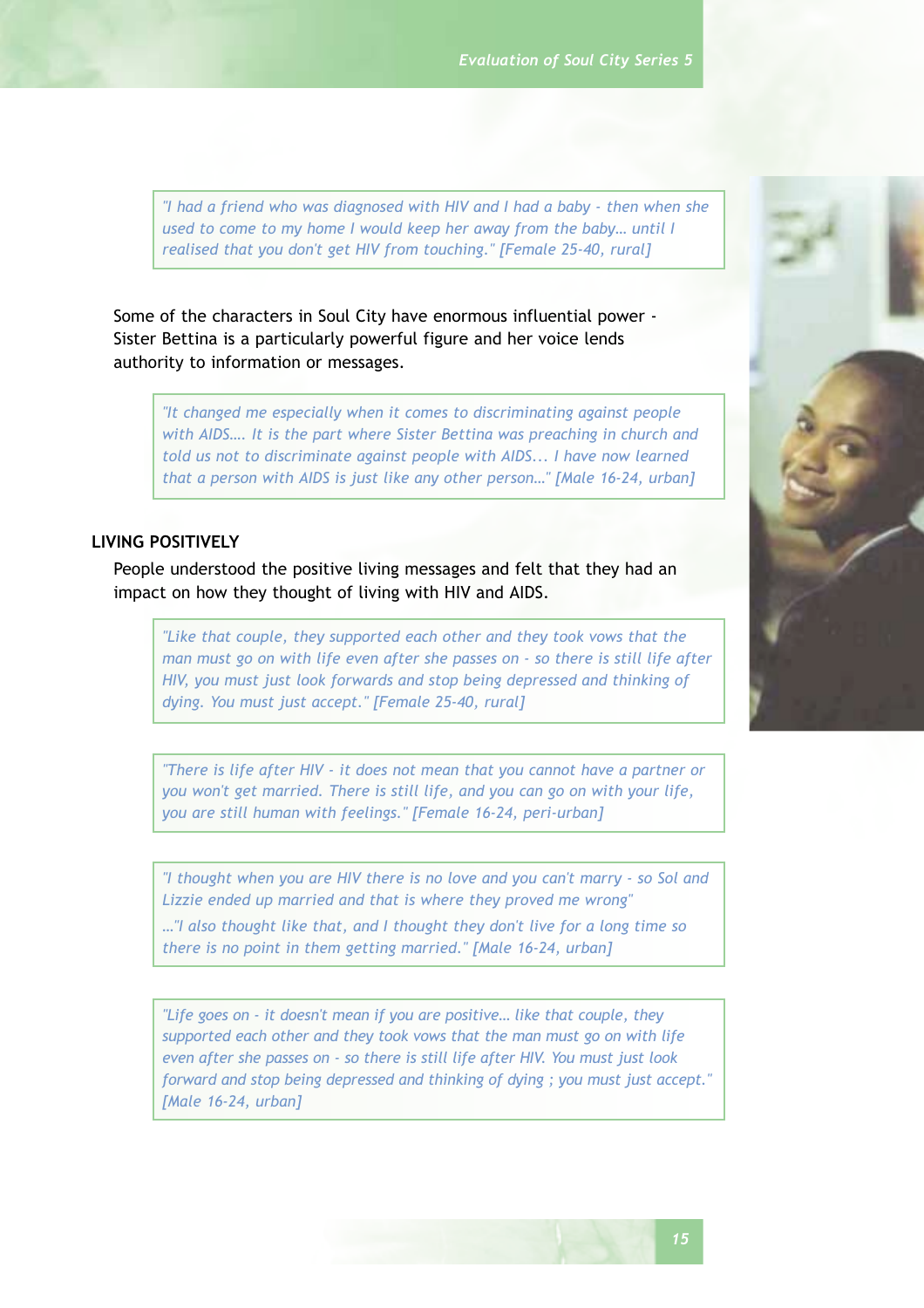> *"I had a friend who was diagnosed with HIV and I had a baby - then when she used to come to my home I would keep her away from the baby… until I realised that you don't get HIV from touching." [Female 25-40, rural]*

Some of the characters in Soul City have enormous influential power - Sister Bettina is a particularly powerful figure and her voice lends authority to information or messages.

> *"It changed me especially when it comes to discriminating against people with AIDS…. It is the part where Sister Bettina was preaching in church and told us not to discriminate against people with AIDS… I have now learned that a person with AIDS is just like any other person…" [Male 16-24, urban]*

**LIVING POSITIVELY**

People understood the positive living messages and felt that they had an impact on how they thought of living with HIV and AIDS.

> *"Like that couple, they supported each other and they took vows that the man must go on with life even after she passes on - so there is still life after HIV, you must just look forwards and stop being depressed and thinking of dying. You must just accept." [Female 25-40, rural]*

> *"There is life after HIV - it does not mean that you cannot have a partner or you won't get married. There is still life, and you can go on with your life, you are still human with feelings." [Female 16-24, peri-urban]*

> *"I thought when you are HIV there is no love and you can't marry - so Sol and Lizzie ended up married and that is where they proved me wrong"*
>
> *…"I also thought like that, and I thought they don't live for a long time so there is no point in them getting married." [Male 16-24, urban]*

> *"Life goes on - it doesn't mean if you are positive… like that couple, they supported each other and they took vows that the man must go on with life even after she passes on - so there is still life after HIV. You must just look forward and stop being depressed and thinking of dying ; you must just accept." [Male 16-24, urban]*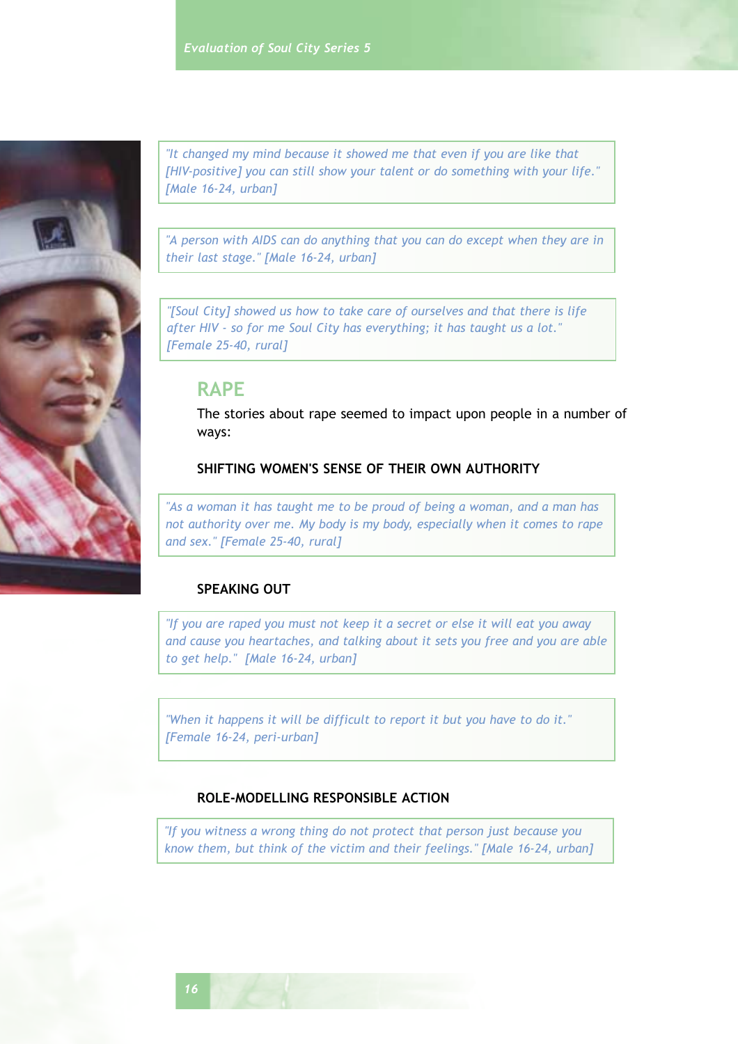> *"It changed my mind because it showed me that even if you are like that [HIV-positive] you can still show your talent or do something with your life." [Male 16-24, urban]*

> *"A person with AIDS can do anything that you can do except when they are in their last stage." [Male 16-24, urban]*

> *"[Soul City] showed us how to take care of ourselves and that there is life after HIV - so for me Soul City has everything; it has taught us a lot." [Female 25-40, rural]*

## RAPE

The stories about rape seemed to impact upon people in a number of ways:

### SHIFTING WOMEN'S SENSE OF THEIR OWN AUTHORITY

> *"As a woman it has taught me to be proud of being a woman, and a man has not authority over me. My body is my body, especially when it comes to rape and sex." [Female 25-40, rural]*

### SPEAKING OUT

> *"If you are raped you must not keep it a secret or else it will eat you away and cause you heartaches, and talking about it sets you free and you are able to get help." [Male 16-24, urban]*

> *"When it happens it will be difficult to report it but you have to do it." [Female 16-24, peri-urban]*

### ROLE-MODELLING RESPONSIBLE ACTION

> *"If you witness a wrong thing do not protect that person just because you know them, but think of the victim and their feelings." [Male 16-24, urban]*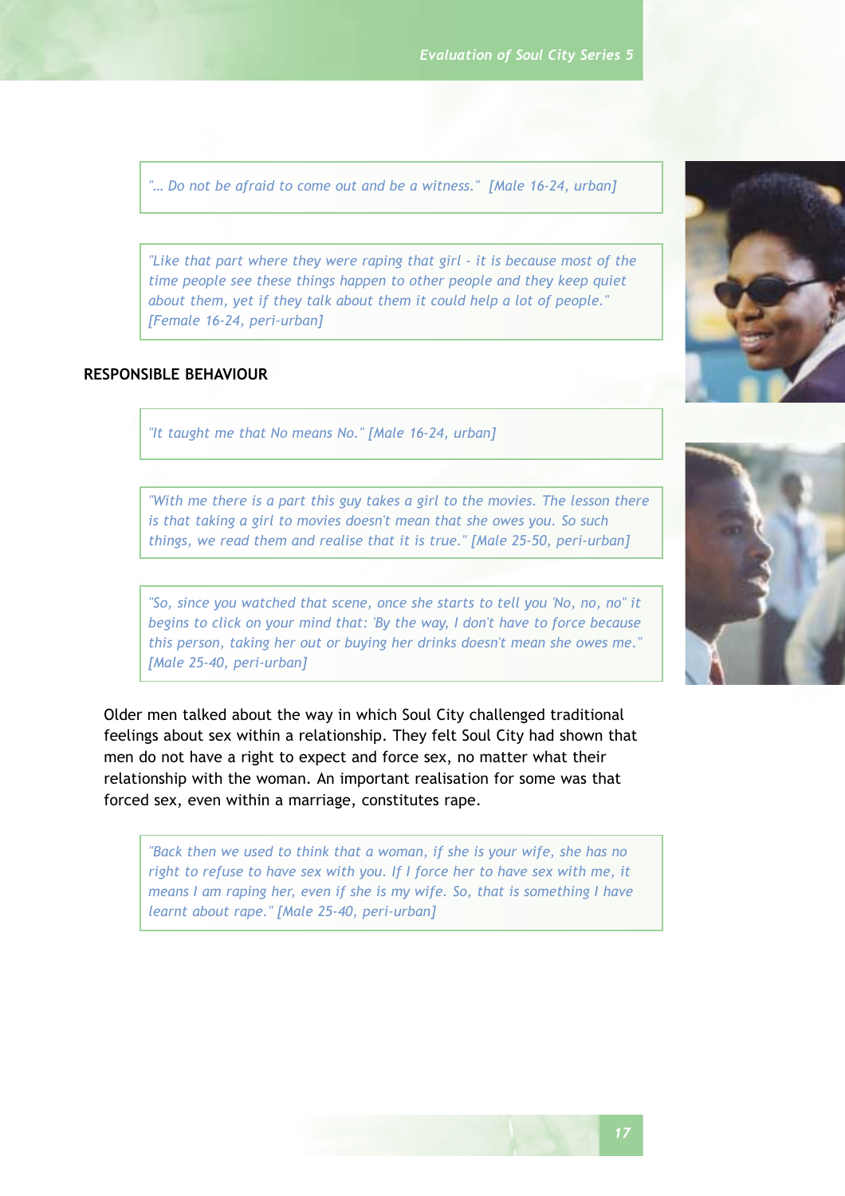> *"... Do not be afraid to come out and be a witness." [Male 16-24, urban]*

> *"Like that part where they were raping that girl - it is because most of the time people see these things happen to other people and they keep quiet about them, yet if they talk about them it could help a lot of people." [Female 16-24, peri-urban]*

## RESPONSIBLE BEHAVIOUR

> *"It taught me that No means No." [Male 16-24, urban]*

> *"With me there is a part this guy takes a girl to the movies. The lesson there is that taking a girl to movies doesn't mean that she owes you. So such things, we read them and realise that it is true." [Male 25-50, peri-urban]*

> *"So, since you watched that scene, once she starts to tell you 'No, no, no" it begins to click on your mind that: 'By the way, I don't have to force because this person, taking her out or buying her drinks doesn't mean she owes me." [Male 25-40, peri-urban]*

Older men talked about the way in which Soul City challenged traditional feelings about sex within a relationship. They felt Soul City had shown that men do not have a right to expect and force sex, no matter what their relationship with the woman. An important realisation for some was that forced sex, even within a marriage, constitutes rape.

> *"Back then we used to think that a woman, if she is your wife, she has no right to refuse to have sex with you. If I force her to have sex with me, it means I am raping her, even if she is my wife. So, that is something I have learnt about rape." [Male 25-40, peri-urban]*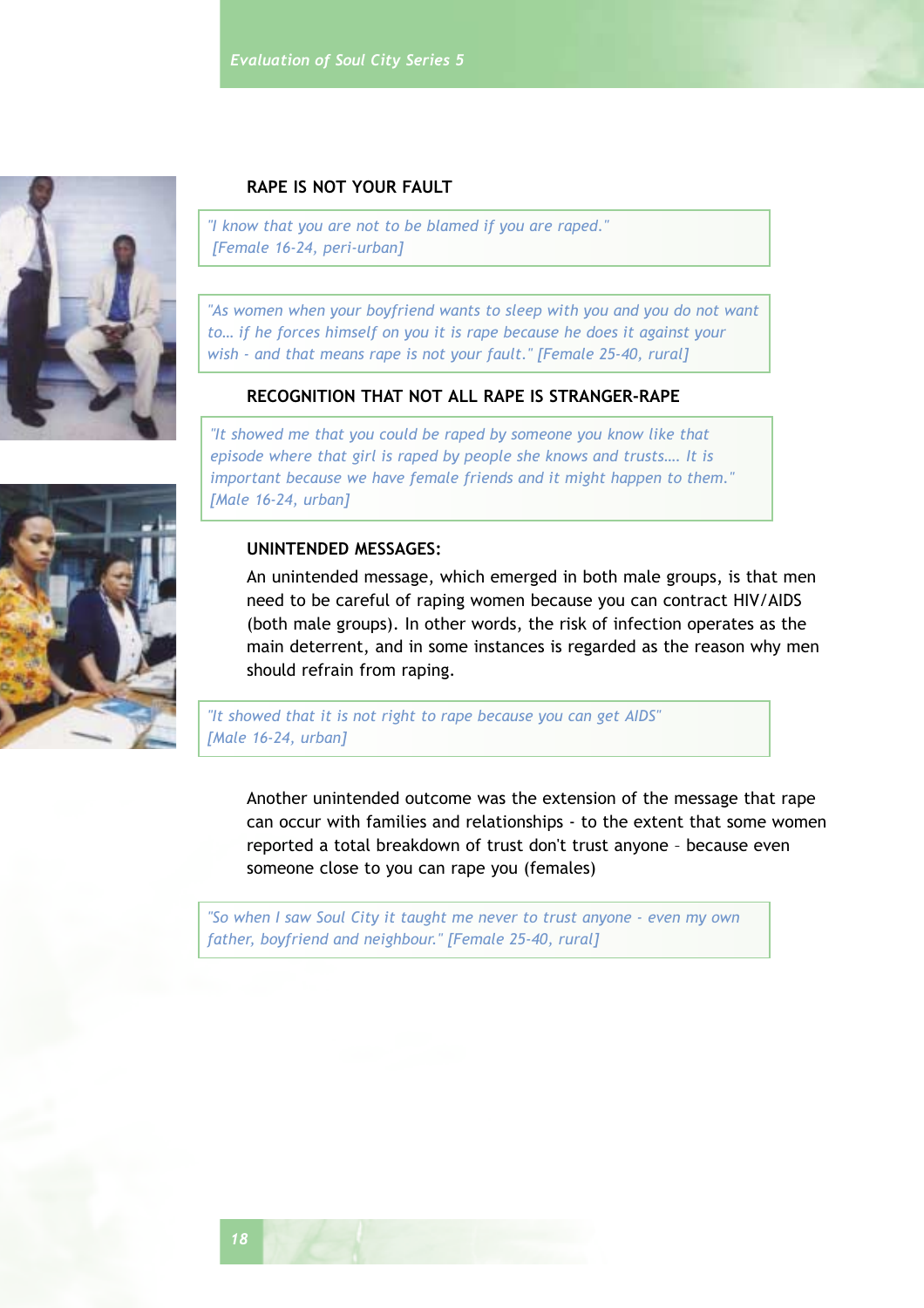### RAPE IS NOT YOUR FAULT

> *"I know that you are not to be blamed if you are raped." [Female 16-24, peri-urban]*

> *"As women when your boyfriend wants to sleep with you and you do not want to… if he forces himself on you it is rape because he does it against your wish - and that means rape is not your fault." [Female 25-40, rural]*

### RECOGNITION THAT NOT ALL RAPE IS STRANGER-RAPE

> *"It showed me that you could be raped by someone you know like that episode where that girl is raped by people she knows and trusts…. It is important because we have female friends and it might happen to them." [Male 16-24, urban]*

### UNINTENDED MESSAGES:

An unintended message, which emerged in both male groups, is that men need to be careful of raping women because you can contract HIV/AIDS (both male groups). In other words, the risk of infection operates as the main deterrent, and in some instances is regarded as the reason why men should refrain from raping.

> *"It showed that it is not right to rape because you can get AIDS" [Male 16-24, urban]*

Another unintended outcome was the extension of the message that rape can occur with families and relationships - to the extent that some women reported a total breakdown of trust don't trust anyone – because even someone close to you can rape you (females)

> *"So when I saw Soul City it taught me never to trust anyone - even my own father, boyfriend and neighbour." [Female 25-40, rural]*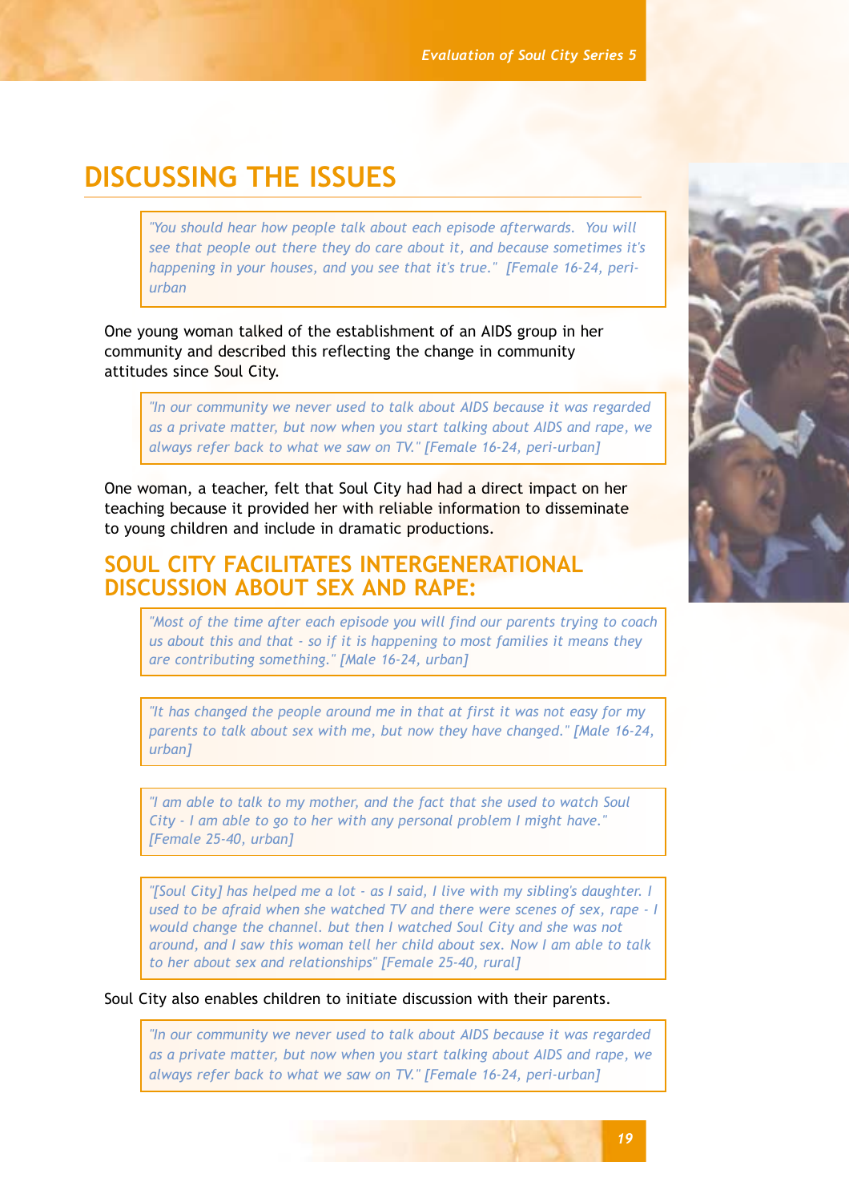# DISCUSSING THE ISSUES

> *"You should hear how people talk about each episode afterwards. You will see that people out there they do care about it, and because sometimes it's happening in your houses, and you see that it's true." [Female 16-24, peri-urban*

One young woman talked of the establishment of an AIDS group in her community and described this reflecting the change in community attitudes since Soul City.

> *"In our community we never used to talk about AIDS because it was regarded as a private matter, but now when you start talking about AIDS and rape, we always refer back to what we saw on TV." [Female 16-24, peri-urban]*

One woman, a teacher, felt that Soul City had had a direct impact on her teaching because it provided her with reliable information to disseminate to young children and include in dramatic productions.

## SOUL CITY FACILITATES INTERGENERATIONAL DISCUSSION ABOUT SEX AND RAPE:

> *"Most of the time after each episode you will find our parents trying to coach us about this and that - so if it is happening to most families it means they are contributing something." [Male 16-24, urban]*

> *"It has changed the people around me in that at first it was not easy for my parents to talk about sex with me, but now they have changed." [Male 16-24, urban]*

> *"I am able to talk to my mother, and the fact that she used to watch Soul City - I am able to go to her with any personal problem I might have." [Female 25-40, urban]*

> *"[Soul City] has helped me a lot - as I said, I live with my sibling's daughter. I used to be afraid when she watched TV and there were scenes of sex, rape - I would change the channel. but then I watched Soul City and she was not around, and I saw this woman tell her child about sex. Now I am able to talk to her about sex and relationships" [Female 25-40, rural]*

Soul City also enables children to initiate discussion with their parents.

> *"In our community we never used to talk about AIDS because it was regarded as a private matter, but now when you start talking about AIDS and rape, we always refer back to what we saw on TV." [Female 16-24, peri-urban]*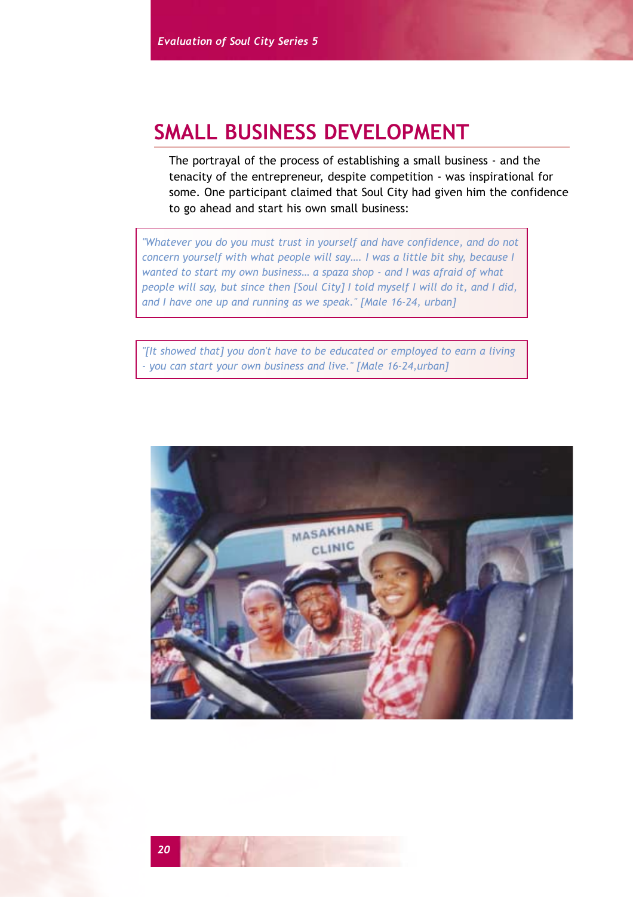## SMALL BUSINESS DEVELOPMENT

The portrayal of the process of establishing a small business - and the tenacity of the entrepreneur, despite competition - was inspirational for some. One participant claimed that Soul City had given him the confidence to go ahead and start his own small business:

> *"Whatever you do you must trust in yourself and have confidence, and do not concern yourself with what people will say.... I was a little bit shy, because I wanted to start my own business... a spaza shop - and I was afraid of what people will say, but since then [Soul City] I told myself I will do it, and I did, and I have one up and running as we speak." [Male 16-24, urban]*

> *"[It showed that] you don't have to be educated or employed to earn a living - you can start your own business and live." [Male 16-24,urban]*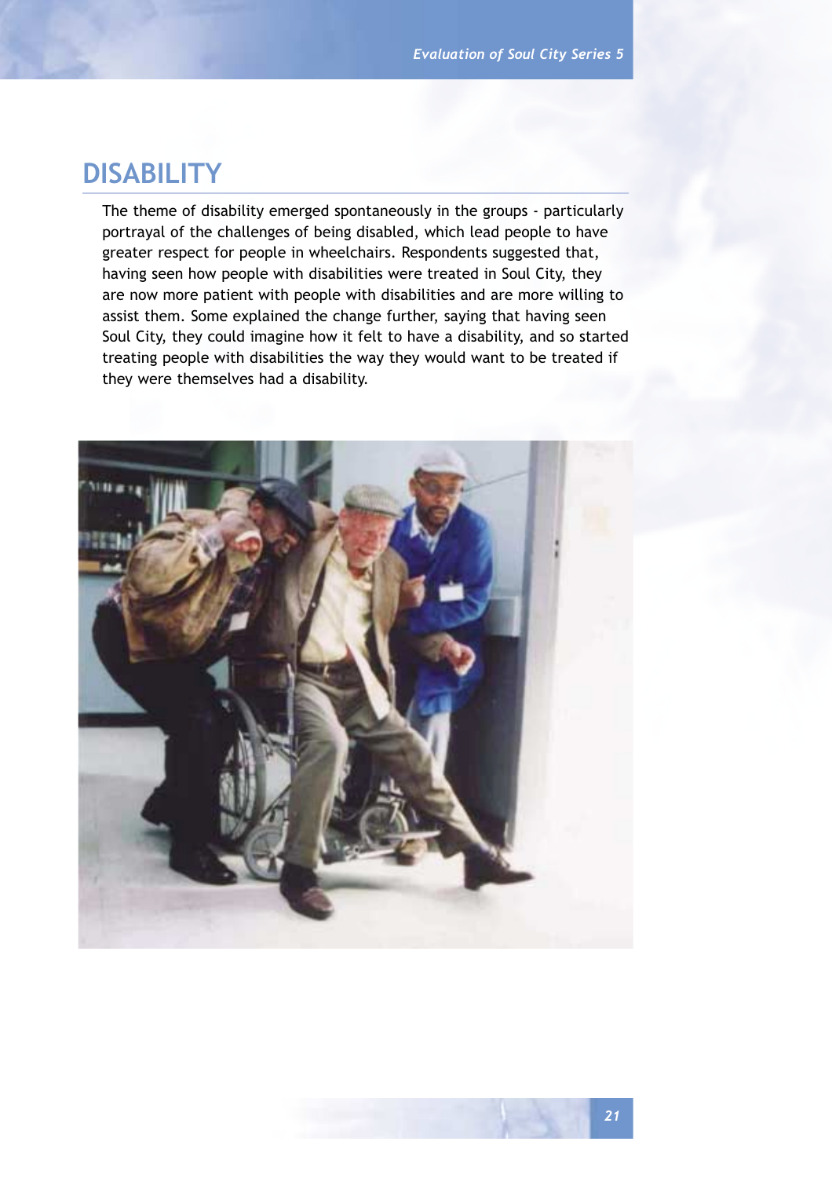# DISABILITY

The theme of disability emerged spontaneously in the groups - particularly portrayal of the challenges of being disabled, which lead people to have greater respect for people in wheelchairs. Respondents suggested that, having seen how people with disabilities were treated in Soul City, they are now more patient with people with disabilities and are more willing to assist them. Some explained the change further, saying that having seen Soul City, they could imagine how it felt to have a disability, and so started treating people with disabilities the way they would want to be treated if they were themselves had a disability.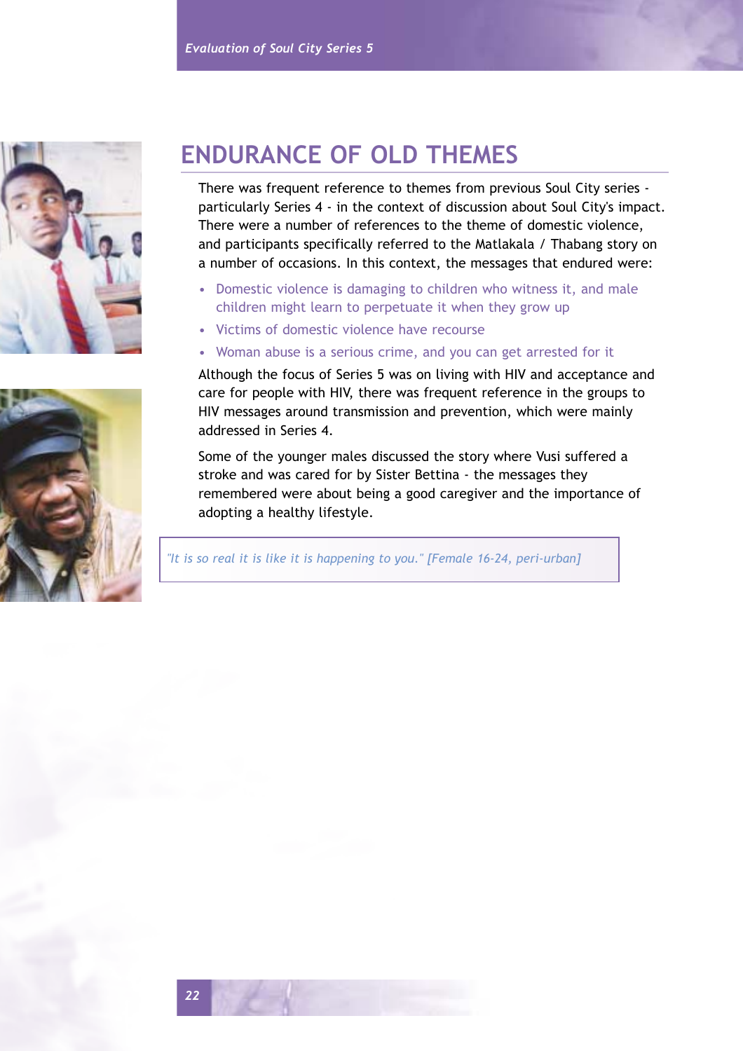# ENDURANCE OF OLD THEMES

There was frequent reference to themes from previous Soul City series - particularly Series 4 - in the context of discussion about Soul City's impact. There were a number of references to the theme of domestic violence, and participants specifically referred to the Matlakala / Thabang story on a number of occasions. In this context, the messages that endured were:

- Domestic violence is damaging to children who witness it, and male children might learn to perpetuate it when they grow up
- Victims of domestic violence have recourse
- Woman abuse is a serious crime, and you can get arrested for it

Although the focus of Series 5 was on living with HIV and acceptance and care for people with HIV, there was frequent reference in the groups to HIV messages around transmission and prevention, which were mainly addressed in Series 4.

Some of the younger males discussed the story where Vusi suffered a stroke and was cared for by Sister Bettina - the messages they remembered were about being a good caregiver and the importance of adopting a healthy lifestyle.

*"It is so real it is like it is happening to you." [Female 16-24, peri-urban]*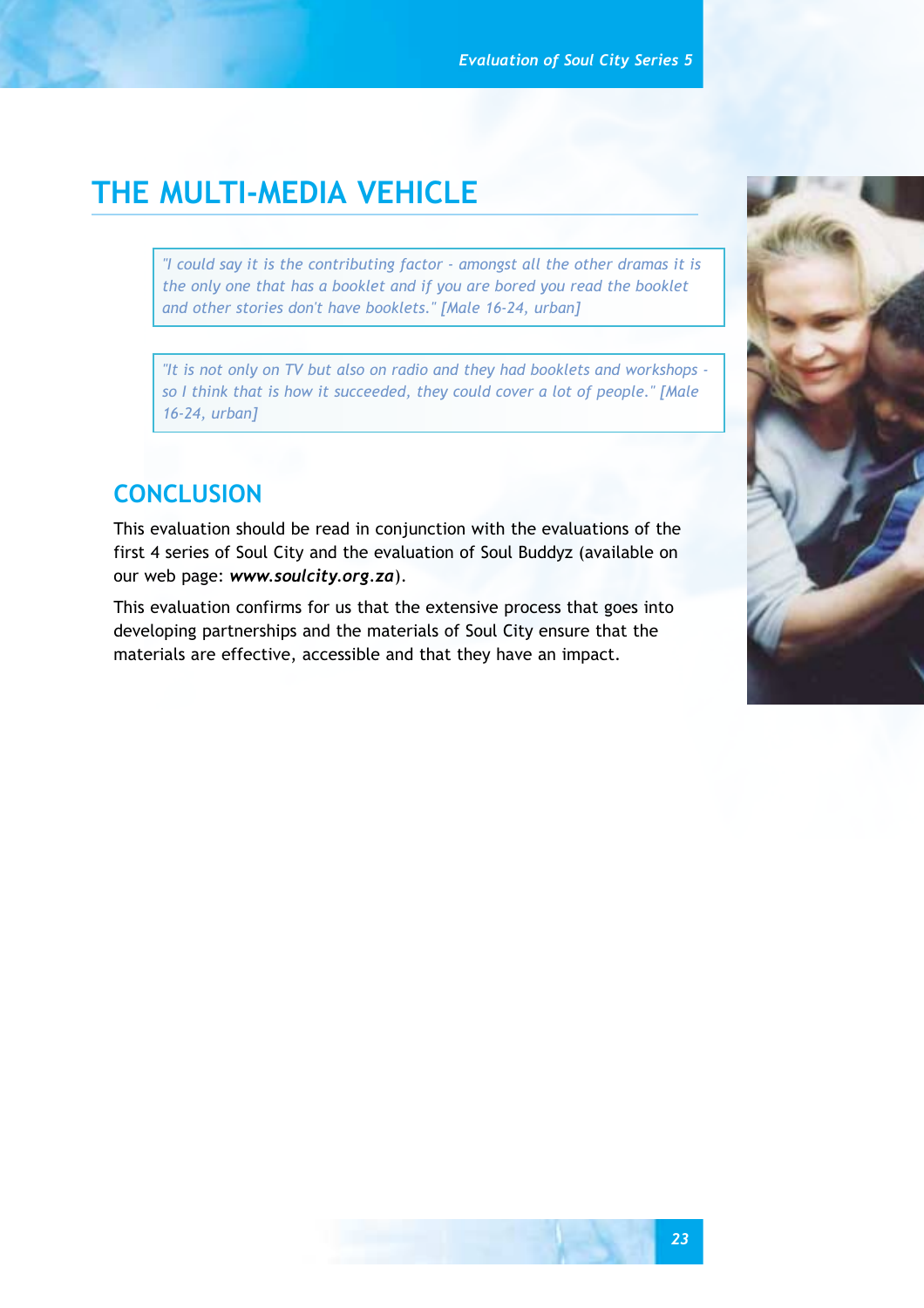# THE MULTI-MEDIA VEHICLE

> *"I could say it is the contributing factor - amongst all the other dramas it is the only one that has a booklet and if you are bored you read the booklet and other stories don't have booklets." [Male 16-24, urban]*

> *"It is not only on TV but also on radio and they had booklets and workshops - so I think that is how it succeeded, they could cover a lot of people." [Male 16-24, urban]*

## CONCLUSION

This evaluation should be read in conjunction with the evaluations of the first 4 series of Soul City and the evaluation of Soul Buddyz (available on our web page: ***www.soulcity.org.za***).

This evaluation confirms for us that the extensive process that goes into developing partnerships and the materials of Soul City ensure that the materials are effective, accessible and that they have an impact.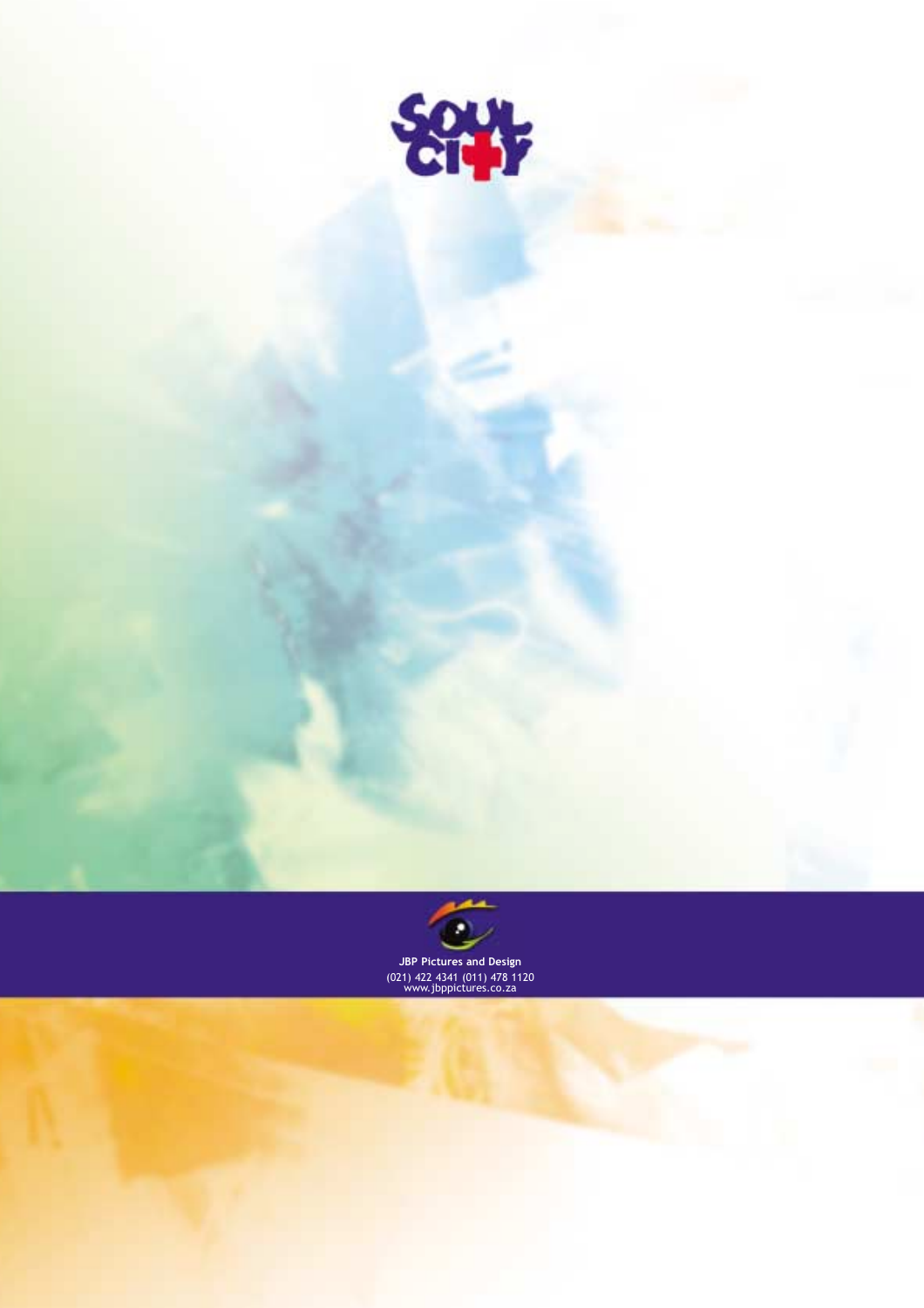SOUL CITY

**JBP Pictures and Design**
(021) 422 4341 (011) 478 1120
www.jbppictures.co.za